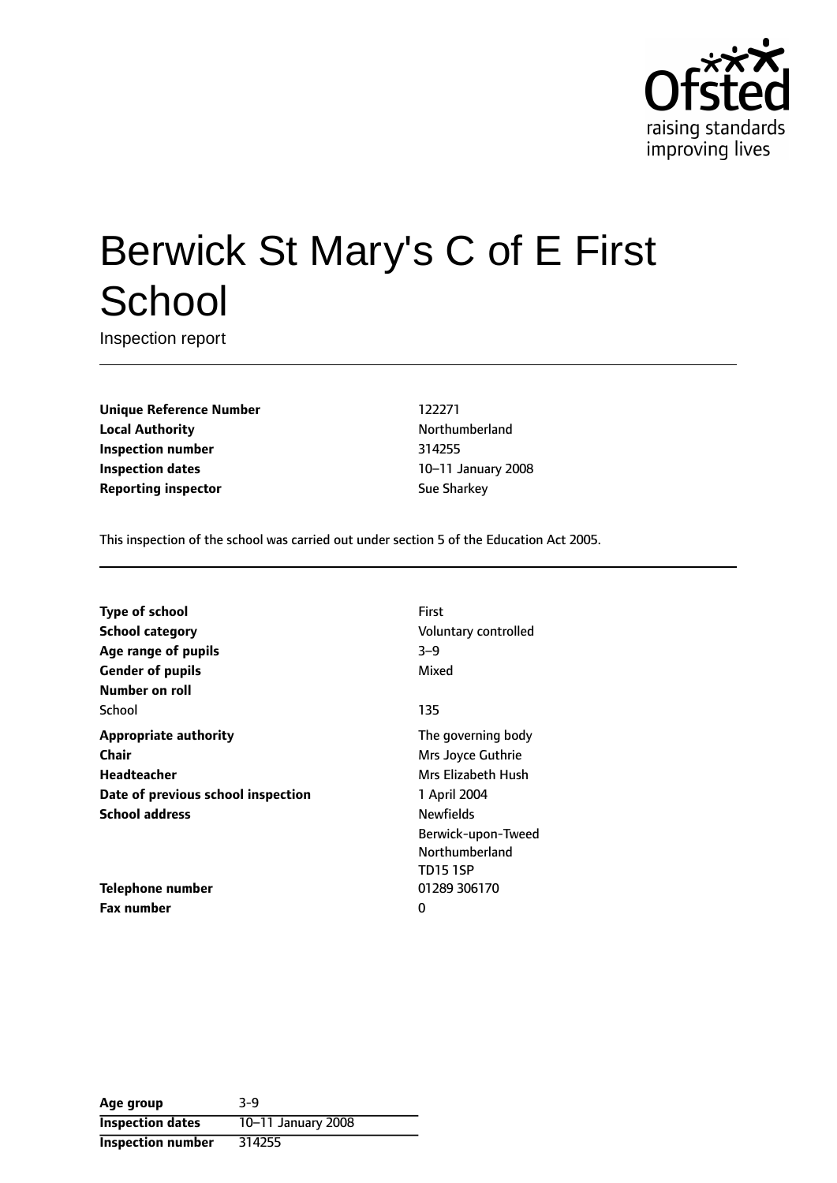# Berwick St Mary's C of E First School

Inspection report

| | |
|---|---|
| **Unique Reference Number** | 122271 |
| **Local Authority** | Northumberland |
| **Inspection number** | 314255 |
| **Inspection dates** | 10–11 January 2008 |
| **Reporting inspector** | Sue Sharkey |

This inspection of the school was carried out under section 5 of the Education Act 2005.

| | |
|---|---|
| **Type of school** | First |
| **School category** | Voluntary controlled |
| **Age range of pupils** | 3–9 |
| **Gender of pupils** | Mixed |
| **Number on roll** | |
| School | 135 |
| **Appropriate authority** | The governing body |
| **Chair** | Mrs Joyce Guthrie |
| **Headteacher** | Mrs Elizabeth Hush |
| **Date of previous school inspection** | 1 April 2004 |
| **School address** | Newfields<br>Berwick-upon-Tweed<br>Northumberland<br>TD15 1SP |
| **Telephone number** | 01289 306170 |
| **Fax number** | 0 |

| | |
|---|---|
| **Age group** | 3-9 |
| **Inspection dates** | 10–11 January 2008 |
| **Inspection number** | 314255 |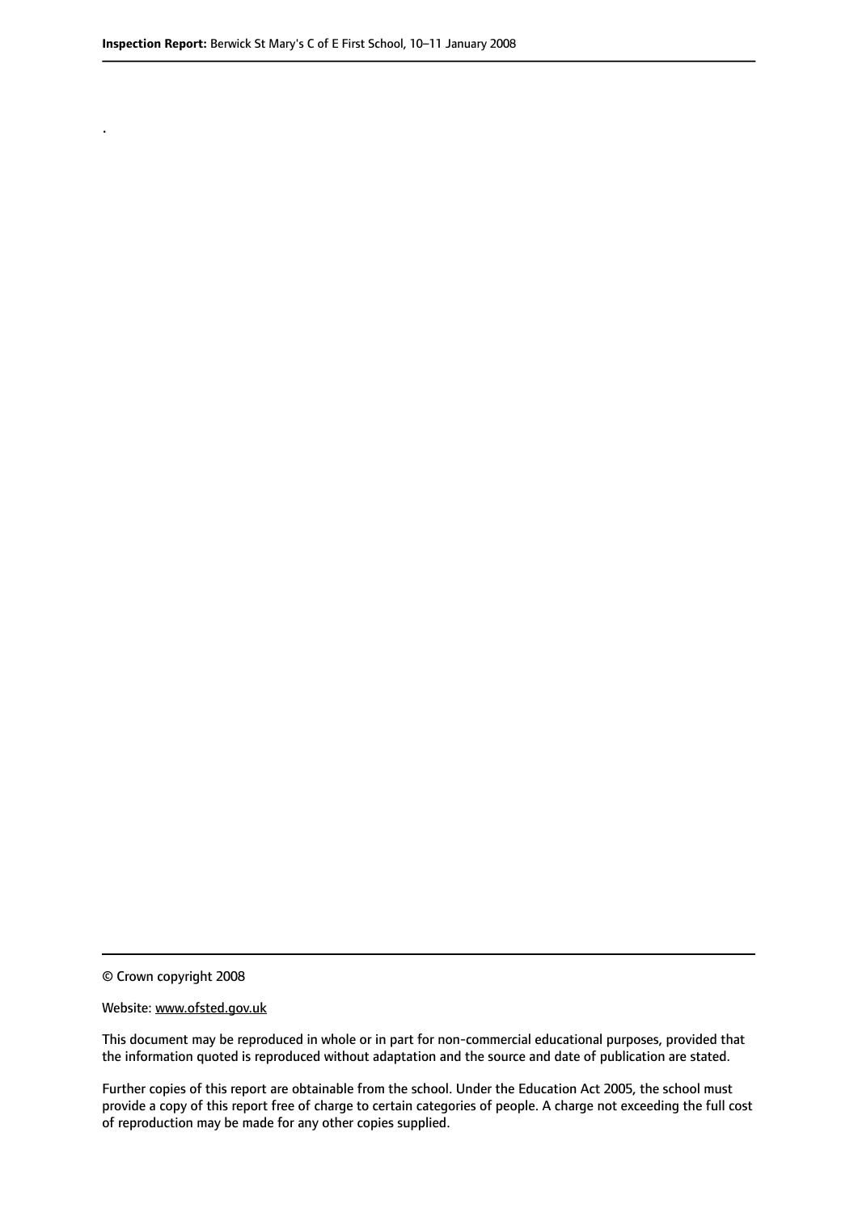.

© Crown copyright 2008

Website: www.ofsted.gov.uk

This document may be reproduced in whole or in part for non-commercial educational purposes, provided that the information quoted is reproduced without adaptation and the source and date of publication are stated.

Further copies of this report are obtainable from the school. Under the Education Act 2005, the school must provide a copy of this report free of charge to certain categories of people. A charge not exceeding the full cost of reproduction may be made for any other copies supplied.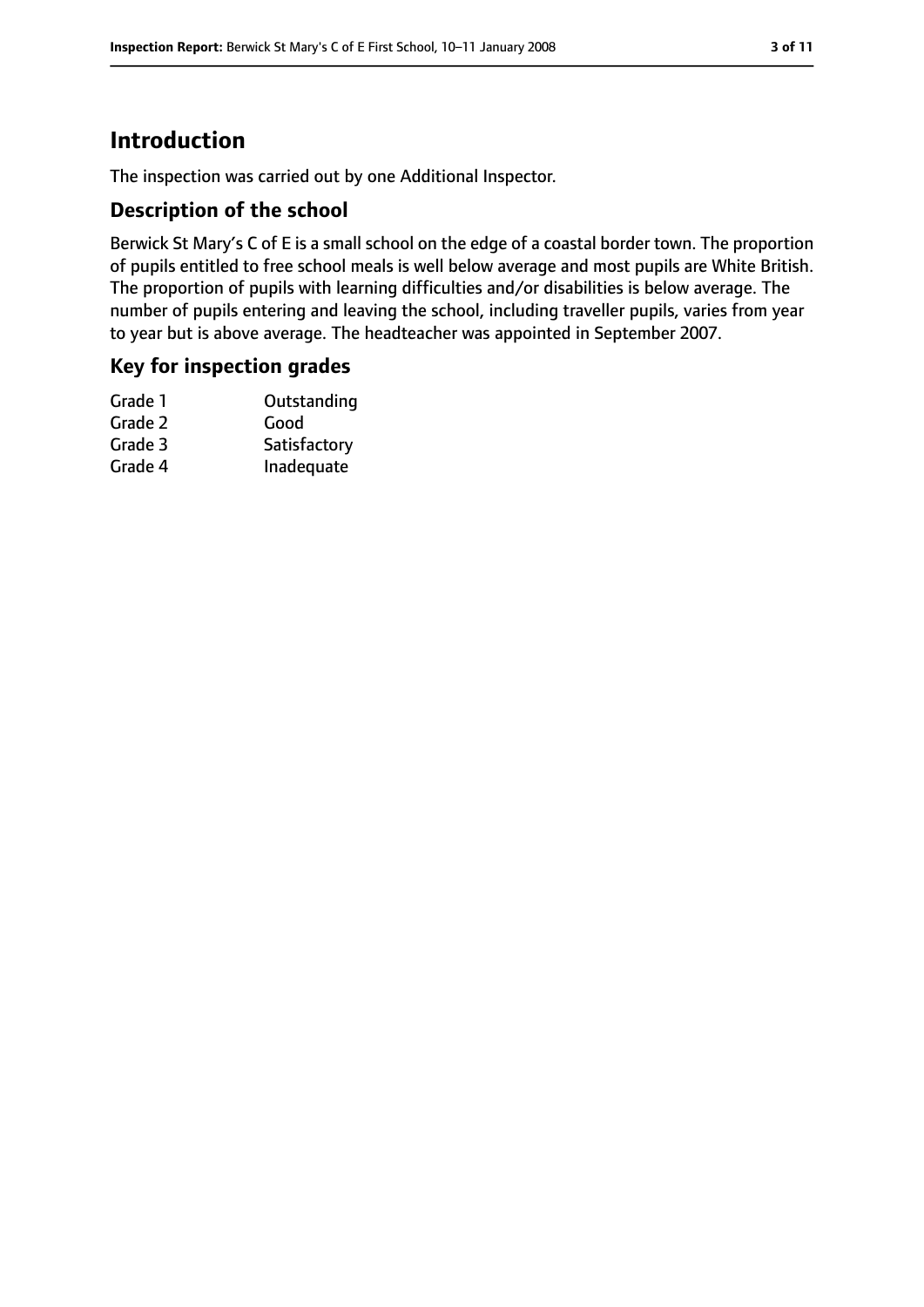# Introduction

The inspection was carried out by one Additional Inspector.

## Description of the school

Berwick St Mary's C of E is a small school on the edge of a coastal border town. The proportion of pupils entitled to free school meals is well below average and most pupils are White British. The proportion of pupils with learning difficulties and/or disabilities is below average. The number of pupils entering and leaving the school, including traveller pupils, varies from year to year but is above average. The headteacher was appointed in September 2007.

## Key for inspection grades

| | |
|---|---|
| Grade 1 | Outstanding |
| Grade 2 | Good |
| Grade 3 | Satisfactory |
| Grade 4 | Inadequate |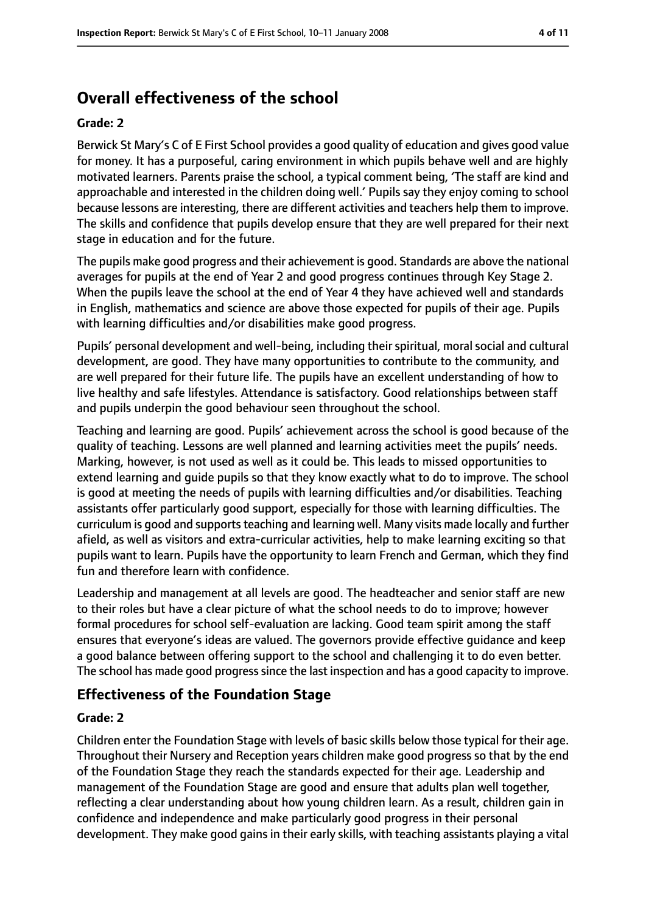## Overall effectiveness of the school

### Grade: 2

Berwick St Mary's C of E First School provides a good quality of education and gives good value for money. It has a purposeful, caring environment in which pupils behave well and are highly motivated learners. Parents praise the school, a typical comment being, 'The staff are kind and approachable and interested in the children doing well.' Pupils say they enjoy coming to school because lessons are interesting, there are different activities and teachers help them to improve. The skills and confidence that pupils develop ensure that they are well prepared for their next stage in education and for the future.

The pupils make good progress and their achievement is good. Standards are above the national averages for pupils at the end of Year 2 and good progress continues through Key Stage 2. When the pupils leave the school at the end of Year 4 they have achieved well and standards in English, mathematics and science are above those expected for pupils of their age. Pupils with learning difficulties and/or disabilities make good progress.

Pupils' personal development and well-being, including their spiritual, moral social and cultural development, are good. They have many opportunities to contribute to the community, and are well prepared for their future life. The pupils have an excellent understanding of how to live healthy and safe lifestyles. Attendance is satisfactory. Good relationships between staff and pupils underpin the good behaviour seen throughout the school.

Teaching and learning are good. Pupils' achievement across the school is good because of the quality of teaching. Lessons are well planned and learning activities meet the pupils' needs. Marking, however, is not used as well as it could be. This leads to missed opportunities to extend learning and guide pupils so that they know exactly what to do to improve. The school is good at meeting the needs of pupils with learning difficulties and/or disabilities. Teaching assistants offer particularly good support, especially for those with learning difficulties. The curriculum is good and supports teaching and learning well. Many visits made locally and further afield, as well as visitors and extra-curricular activities, help to make learning exciting so that pupils want to learn. Pupils have the opportunity to learn French and German, which they find fun and therefore learn with confidence.

Leadership and management at all levels are good. The headteacher and senior staff are new to their roles but have a clear picture of what the school needs to do to improve; however formal procedures for school self-evaluation are lacking. Good team spirit among the staff ensures that everyone's ideas are valued. The governors provide effective guidance and keep a good balance between offering support to the school and challenging it to do even better. The school has made good progress since the last inspection and has a good capacity to improve.

## Effectiveness of the Foundation Stage

### Grade: 2

Children enter the Foundation Stage with levels of basic skills below those typical for their age. Throughout their Nursery and Reception years children make good progress so that by the end of the Foundation Stage they reach the standards expected for their age. Leadership and management of the Foundation Stage are good and ensure that adults plan well together, reflecting a clear understanding about how young children learn. As a result, children gain in confidence and independence and make particularly good progress in their personal development. They make good gains in their early skills, with teaching assistants playing a vital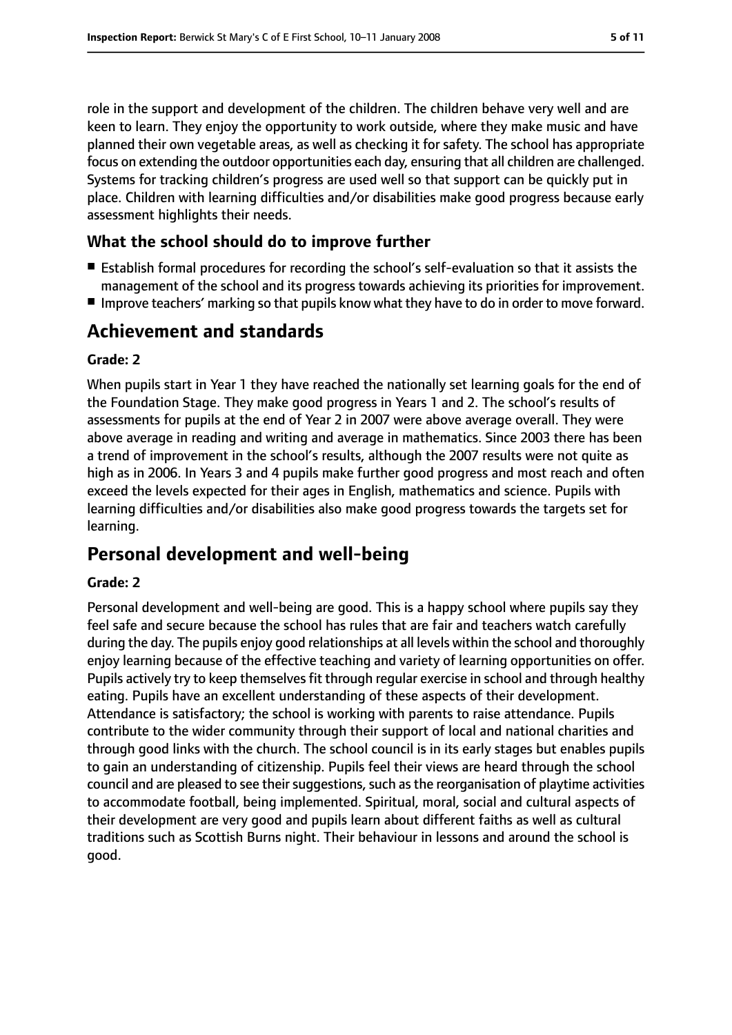role in the support and development of the children. The children behave very well and are keen to learn. They enjoy the opportunity to work outside, where they make music and have planned their own vegetable areas, as well as checking it for safety. The school has appropriate focus on extending the outdoor opportunities each day, ensuring that all children are challenged. Systems for tracking children's progress are used well so that support can be quickly put in place. Children with learning difficulties and/or disabilities make good progress because early assessment highlights their needs.

### What the school should do to improve further

- Establish formal procedures for recording the school's self-evaluation so that it assists the management of the school and its progress towards achieving its priorities for improvement.
- Improve teachers' marking so that pupils know what they have to do in order to move forward.

## Achievement and standards

**Grade: 2**

When pupils start in Year 1 they have reached the nationally set learning goals for the end of the Foundation Stage. They make good progress in Years 1 and 2. The school's results of assessments for pupils at the end of Year 2 in 2007 were above average overall. They were above average in reading and writing and average in mathematics. Since 2003 there has been a trend of improvement in the school's results, although the 2007 results were not quite as high as in 2006. In Years 3 and 4 pupils make further good progress and most reach and often exceed the levels expected for their ages in English, mathematics and science. Pupils with learning difficulties and/or disabilities also make good progress towards the targets set for learning.

## Personal development and well-being

**Grade: 2**

Personal development and well-being are good. This is a happy school where pupils say they feel safe and secure because the school has rules that are fair and teachers watch carefully during the day. The pupils enjoy good relationships at all levels within the school and thoroughly enjoy learning because of the effective teaching and variety of learning opportunities on offer. Pupils actively try to keep themselves fit through regular exercise in school and through healthy eating. Pupils have an excellent understanding of these aspects of their development. Attendance is satisfactory; the school is working with parents to raise attendance. Pupils contribute to the wider community through their support of local and national charities and through good links with the church. The school council is in its early stages but enables pupils to gain an understanding of citizenship. Pupils feel their views are heard through the school council and are pleased to see their suggestions, such as the reorganisation of playtime activities to accommodate football, being implemented. Spiritual, moral, social and cultural aspects of their development are very good and pupils learn about different faiths as well as cultural traditions such as Scottish Burns night. Their behaviour in lessons and around the school is good.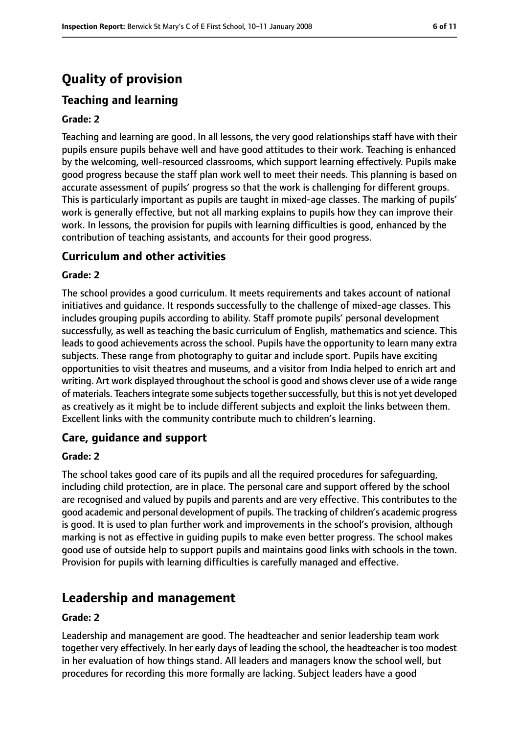# Quality of provision

## Teaching and learning

**Grade: 2**

Teaching and learning are good. In all lessons, the very good relationships staff have with their pupils ensure pupils behave well and have good attitudes to their work. Teaching is enhanced by the welcoming, well-resourced classrooms, which support learning effectively. Pupils make good progress because the staff plan work well to meet their needs. This planning is based on accurate assessment of pupils' progress so that the work is challenging for different groups. This is particularly important as pupils are taught in mixed-age classes. The marking of pupils' work is generally effective, but not all marking explains to pupils how they can improve their work. In lessons, the provision for pupils with learning difficulties is good, enhanced by the contribution of teaching assistants, and accounts for their good progress.

## Curriculum and other activities

**Grade: 2**

The school provides a good curriculum. It meets requirements and takes account of national initiatives and guidance. It responds successfully to the challenge of mixed-age classes. This includes grouping pupils according to ability. Staff promote pupils' personal development successfully, as well as teaching the basic curriculum of English, mathematics and science. This leads to good achievements across the school. Pupils have the opportunity to learn many extra subjects. These range from photography to guitar and include sport. Pupils have exciting opportunities to visit theatres and museums, and a visitor from India helped to enrich art and writing. Art work displayed throughout the school is good and shows clever use of a wide range of materials. Teachers integrate some subjects together successfully, but this is not yet developed as creatively as it might be to include different subjects and exploit the links between them. Excellent links with the community contribute much to children's learning.

## Care, guidance and support

**Grade: 2**

The school takes good care of its pupils and all the required procedures for safeguarding, including child protection, are in place. The personal care and support offered by the school are recognised and valued by pupils and parents and are very effective. This contributes to the good academic and personal development of pupils. The tracking of children's academic progress is good. It is used to plan further work and improvements in the school's provision, although marking is not as effective in guiding pupils to make even better progress. The school makes good use of outside help to support pupils and maintains good links with schools in the town. Provision for pupils with learning difficulties is carefully managed and effective.

# Leadership and management

**Grade: 2**

Leadership and management are good. The headteacher and senior leadership team work together very effectively. In her early days of leading the school, the headteacher is too modest in her evaluation of how things stand. All leaders and managers know the school well, but procedures for recording this more formally are lacking. Subject leaders have a good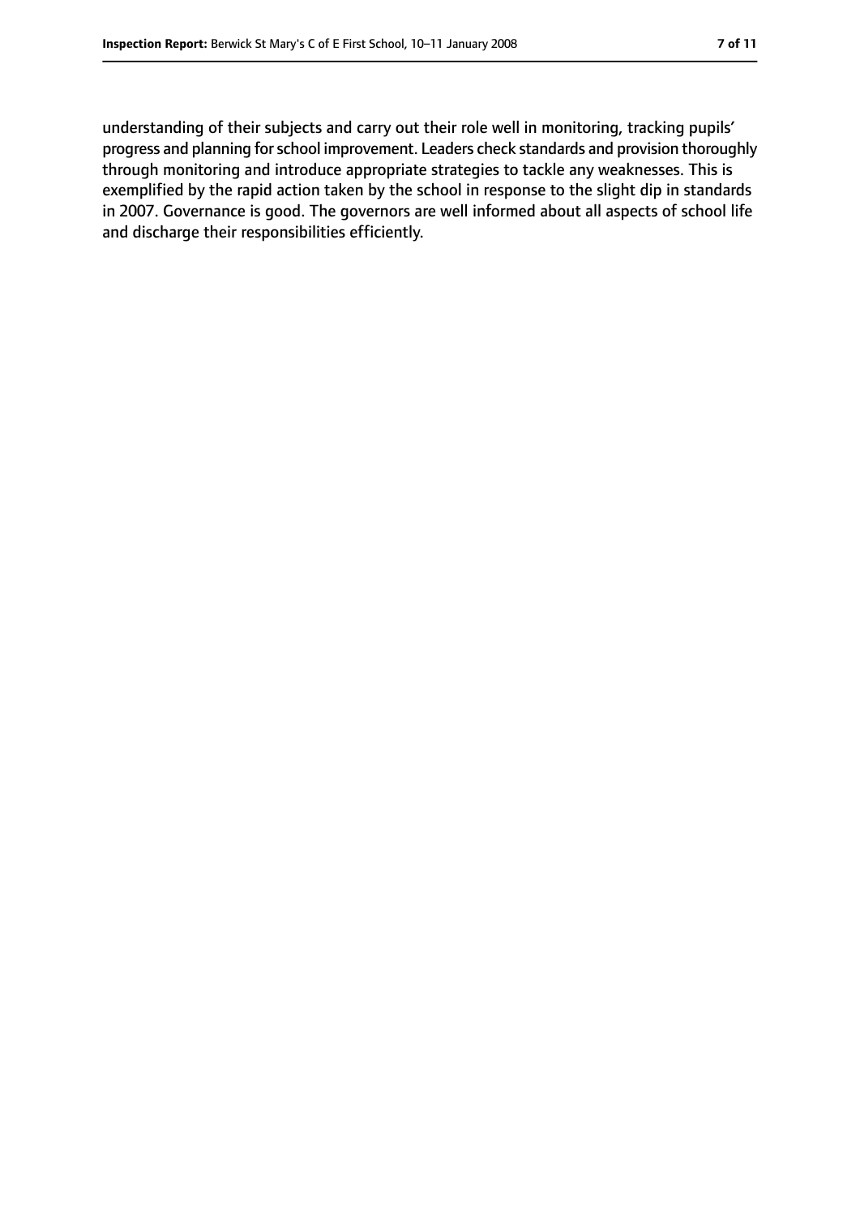understanding of their subjects and carry out their role well in monitoring, tracking pupils' progress and planning for school improvement. Leaders check standards and provision thoroughly through monitoring and introduce appropriate strategies to tackle any weaknesses. This is exemplified by the rapid action taken by the school in response to the slight dip in standards in 2007. Governance is good. The governors are well informed about all aspects of school life and discharge their responsibilities efficiently.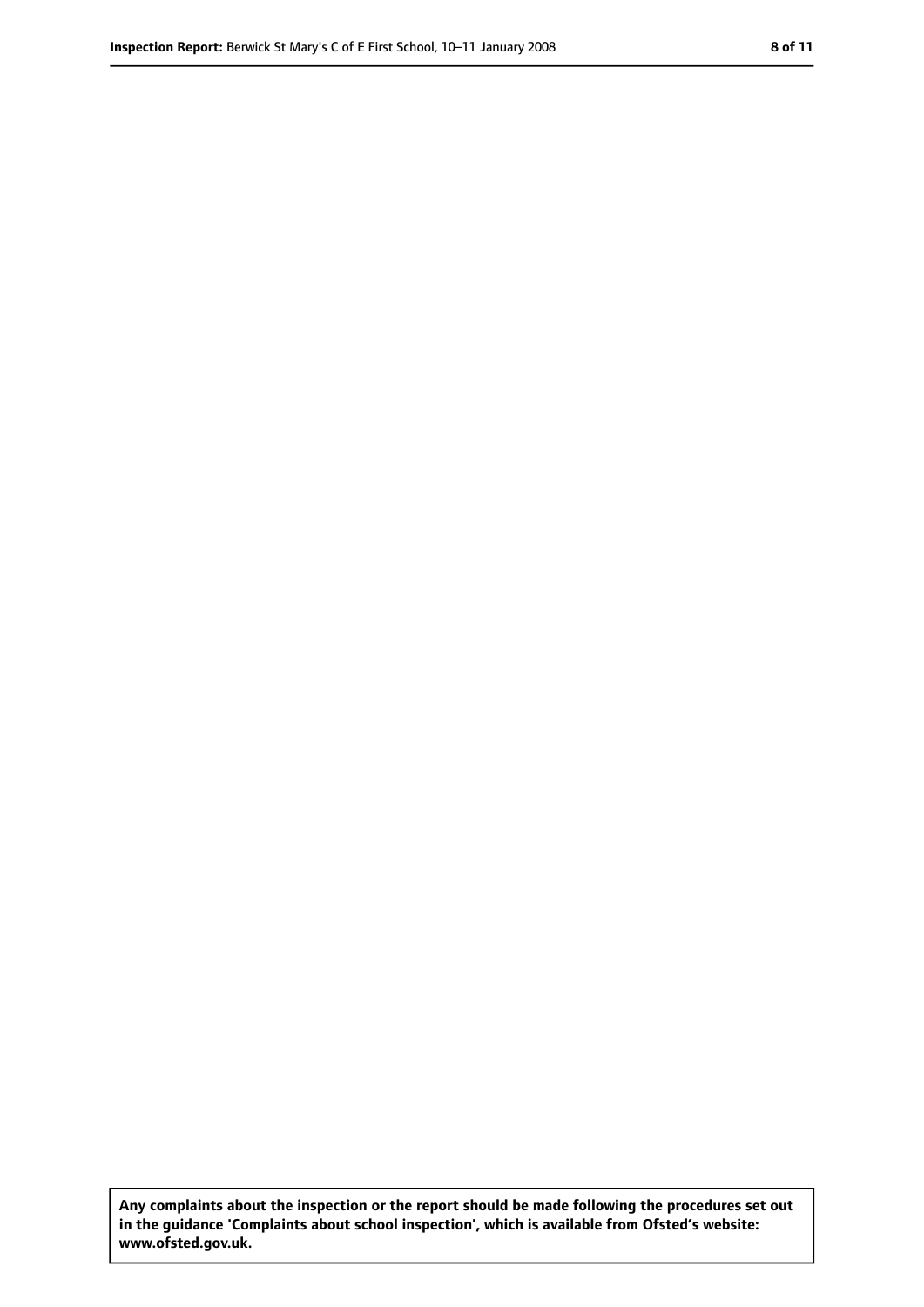**Any complaints about the inspection or the report should be made following the procedures set out in the guidance 'Complaints about school inspection', which is available from Ofsted's website: www.ofsted.gov.uk.**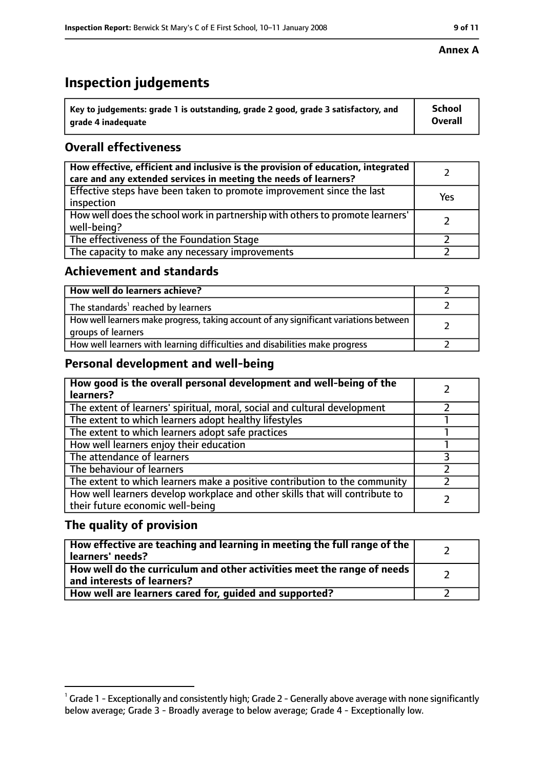**Annex A**

# Inspection judgements

| Key to judgements: grade 1 is outstanding, grade 2 good, grade 3 satisfactory, and grade 4 inadequate | School Overall |
|---|---|

## Overall effectiveness

| | |
|---|---|
| How effective, efficient and inclusive is the provision of education, integrated care and any extended services in meeting the needs of learners? | 2 |
| Effective steps have been taken to promote improvement since the last inspection | Yes |
| How well does the school work in partnership with others to promote learners' well-being? | 2 |
| The effectiveness of the Foundation Stage | 2 |
| The capacity to make any necessary improvements | 2 |

## Achievement and standards

| | |
|---|---|
| How well do learners achieve? | 2 |
| The standards[1] reached by learners | 2 |
| How well learners make progress, taking account of any significant variations between groups of learners | 2 |
| How well learners with learning difficulties and disabilities make progress | 2 |

## Personal development and well-being

| | |
|---|---|
| How good is the overall personal development and well-being of the learners? | 2 |
| The extent of learners' spiritual, moral, social and cultural development | 2 |
| The extent to which learners adopt healthy lifestyles | 1 |
| The extent to which learners adopt safe practices | 1 |
| How well learners enjoy their education | 1 |
| The attendance of learners | 3 |
| The behaviour of learners | 2 |
| The extent to which learners make a positive contribution to the community | 2 |
| How well learners develop workplace and other skills that will contribute to their future economic well-being | 2 |

## The quality of provision

| | |
|---|---|
| How effective are teaching and learning in meeting the full range of the learners' needs? | 2 |
| How well do the curriculum and other activities meet the range of needs and interests of learners? | 2 |
| How well are learners cared for, guided and supported? | 2 |

[1] Grade 1 - Exceptionally and consistently high; Grade 2 - Generally above average with none significantly below average; Grade 3 - Broadly average to below average; Grade 4 - Exceptionally low.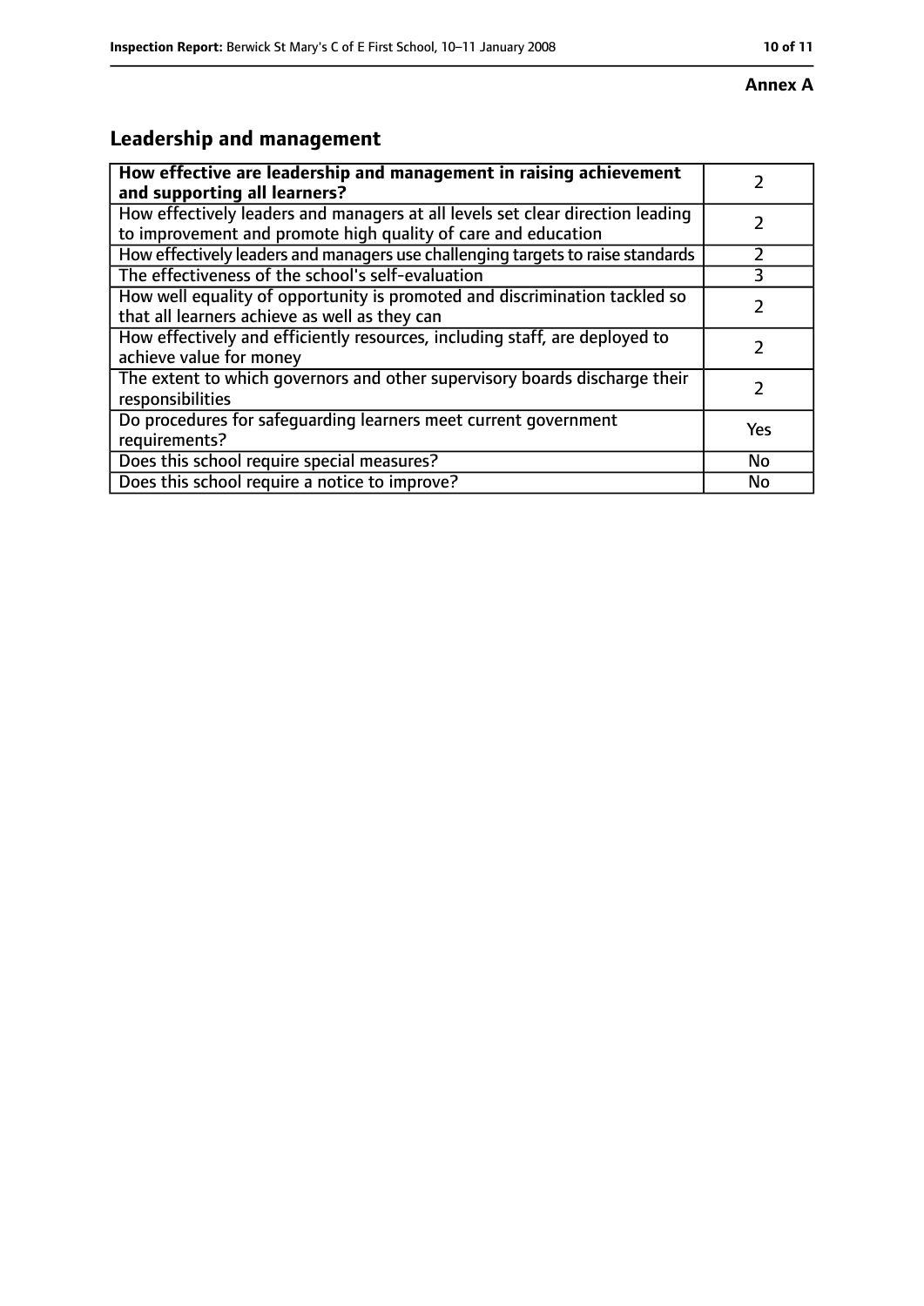**Annex A**

## Leadership and management

| **How effective are leadership and management in raising achievement and supporting all learners?** | 2 |
|---|---|
| How effectively leaders and managers at all levels set clear direction leading to improvement and promote high quality of care and education | 2 |
| How effectively leaders and managers use challenging targets to raise standards | 2 |
| The effectiveness of the school's self-evaluation | 3 |
| How well equality of opportunity is promoted and discrimination tackled so that all learners achieve as well as they can | 2 |
| How effectively and efficiently resources, including staff, are deployed to achieve value for money | 2 |
| The extent to which governors and other supervisory boards discharge their responsibilities | 2 |
| Do procedures for safeguarding learners meet current government requirements? | Yes |
| Does this school require special measures? | No |
| Does this school require a notice to improve? | No |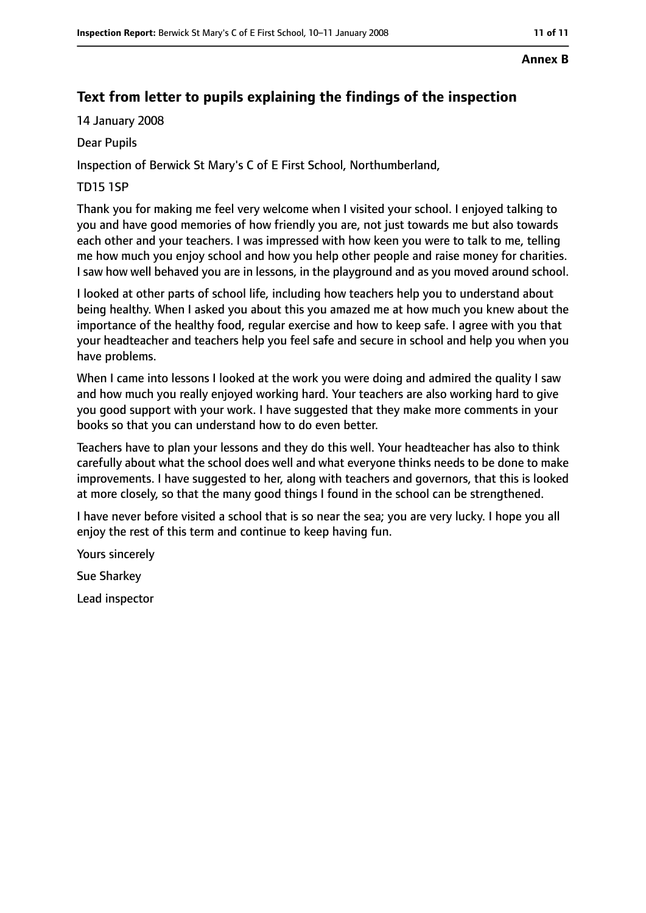**Annex B**

## Text from letter to pupils explaining the findings of the inspection

14 January 2008

Dear Pupils

Inspection of Berwick St Mary's C of E First School, Northumberland,

TD15 1SP

Thank you for making me feel very welcome when I visited your school. I enjoyed talking to you and have good memories of how friendly you are, not just towards me but also towards each other and your teachers. I was impressed with how keen you were to talk to me, telling me how much you enjoy school and how you help other people and raise money for charities. I saw how well behaved you are in lessons, in the playground and as you moved around school.

I looked at other parts of school life, including how teachers help you to understand about being healthy. When I asked you about this you amazed me at how much you knew about the importance of the healthy food, regular exercise and how to keep safe. I agree with you that your headteacher and teachers help you feel safe and secure in school and help you when you have problems.

When I came into lessons I looked at the work you were doing and admired the quality I saw and how much you really enjoyed working hard. Your teachers are also working hard to give you good support with your work. I have suggested that they make more comments in your books so that you can understand how to do even better.

Teachers have to plan your lessons and they do this well. Your headteacher has also to think carefully about what the school does well and what everyone thinks needs to be done to make improvements. I have suggested to her, along with teachers and governors, that this is looked at more closely, so that the many good things I found in the school can be strengthened.

I have never before visited a school that is so near the sea; you are very lucky. I hope you all enjoy the rest of this term and continue to keep having fun.

Yours sincerely

Sue Sharkey

Lead inspector